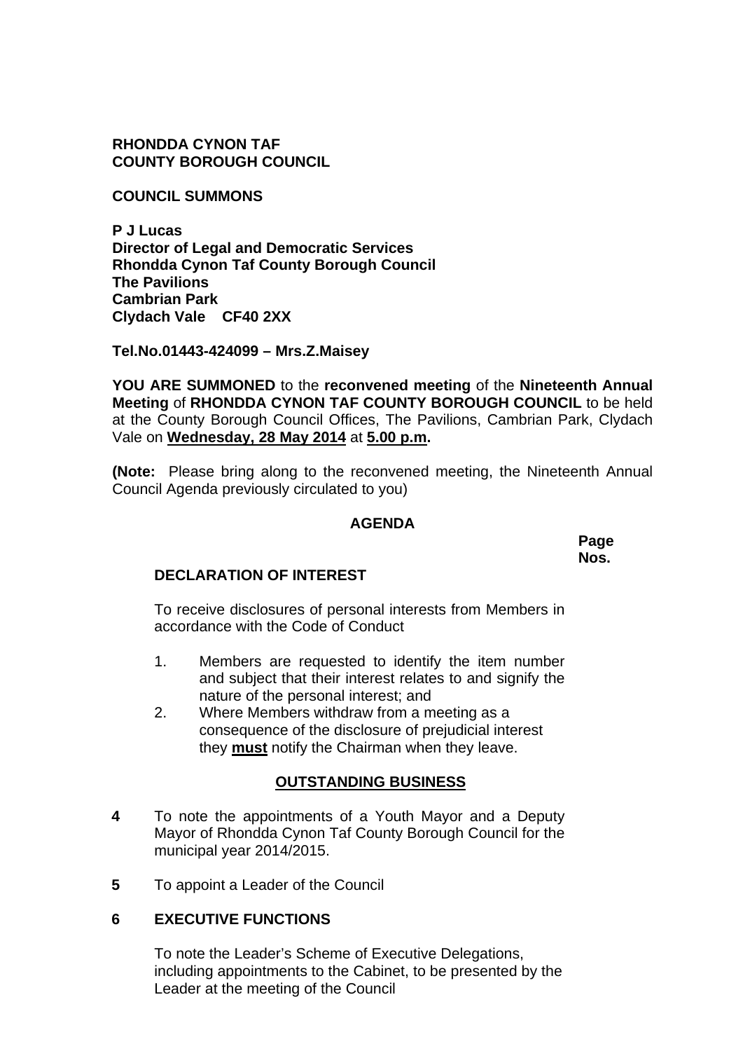**RHONDDA CYNON TAF**
**COUNTY BOROUGH COUNCIL**

**COUNCIL SUMMONS**

**P J Lucas**
**Director of Legal and Democratic Services**
**Rhondda Cynon Taf County Borough Council**
**The Pavilions**
**Cambrian Park**
**Clydach Vale CF40 2XX**

**Tel.No.01443-424099 – Mrs.Z.Maisey**

**YOU ARE SUMMONED** to the **reconvened meeting** of the **Nineteenth Annual Meeting** of **RHONDDA CYNON TAF COUNTY BOROUGH COUNCIL** to be held at the County Borough Council Offices, The Pavilions, Cambrian Park, Clydach Vale on **Wednesday, 28 May 2014** at **5.00 p.m.**

**(Note:** Please bring along to the reconvened meeting, the Nineteenth Annual Council Agenda previously circulated to you)

## AGENDA

**Page Nos.**

**DECLARATION OF INTEREST**

To receive disclosures of personal interests from Members in accordance with the Code of Conduct

1. Members are requested to identify the item number and subject that their interest relates to and signify the nature of the personal interest; and
2. Where Members withdraw from a meeting as a consequence of the disclosure of prejudicial interest they **must** notify the Chairman when they leave.

**OUTSTANDING BUSINESS**

**4** To note the appointments of a Youth Mayor and a Deputy Mayor of Rhondda Cynon Taf County Borough Council for the municipal year 2014/2015.

**5** To appoint a Leader of the Council

**6 EXECUTIVE FUNCTIONS**

To note the Leader's Scheme of Executive Delegations, including appointments to the Cabinet, to be presented by the Leader at the meeting of the Council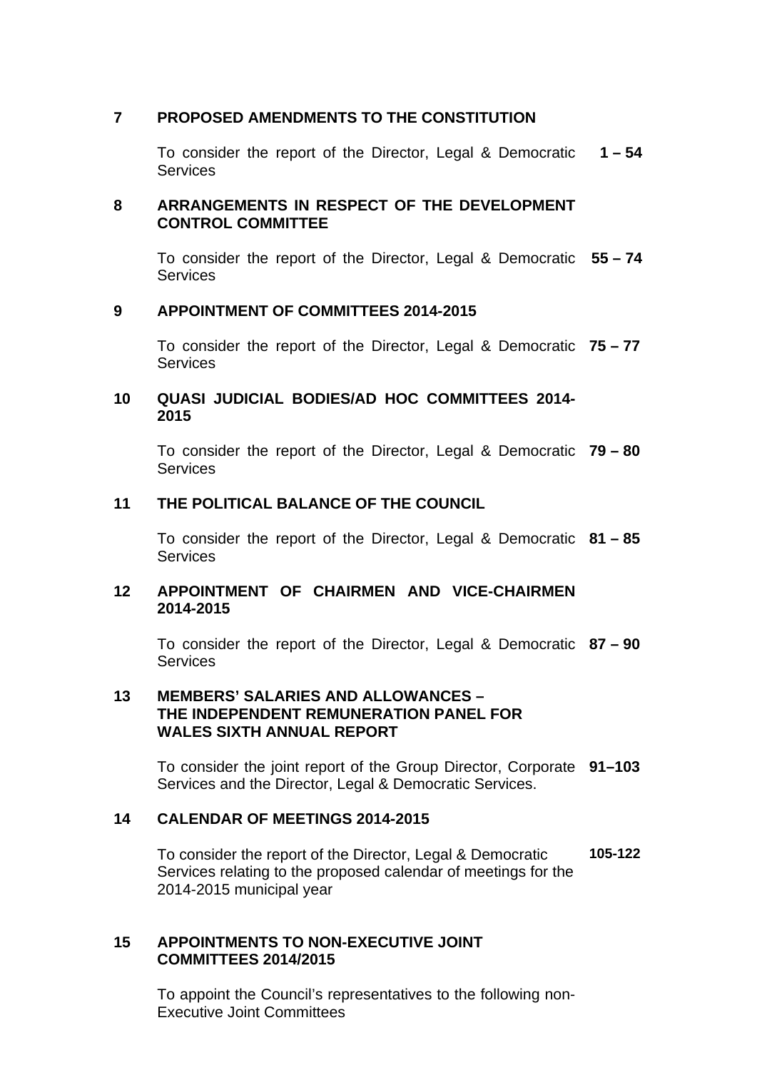## 7 PROPOSED AMENDMENTS TO THE CONSTITUTION

To consider the report of the Director, Legal & Democratic Services **1 – 54**

## 8 ARRANGEMENTS IN RESPECT OF THE DEVELOPMENT CONTROL COMMITTEE

To consider the report of the Director, Legal & Democratic Services **55 – 74**

## 9 APPOINTMENT OF COMMITTEES 2014-2015

To consider the report of the Director, Legal & Democratic Services **75 – 77**

## 10 QUASI JUDICIAL BODIES/AD HOC COMMITTEES 2014-2015

To consider the report of the Director, Legal & Democratic Services **79 – 80**

## 11 THE POLITICAL BALANCE OF THE COUNCIL

To consider the report of the Director, Legal & Democratic Services **81 – 85**

## 12 APPOINTMENT OF CHAIRMEN AND VICE-CHAIRMEN 2014-2015

To consider the report of the Director, Legal & Democratic Services **87 – 90**

## 13 MEMBERS' SALARIES AND ALLOWANCES – THE INDEPENDENT REMUNERATION PANEL FOR WALES SIXTH ANNUAL REPORT

To consider the joint report of the Group Director, Corporate Services and the Director, Legal & Democratic Services. **91–103**

## 14 CALENDAR OF MEETINGS 2014-2015

To consider the report of the Director, Legal & Democratic Services relating to the proposed calendar of meetings for the 2014-2015 municipal year **105-122**

## 15 APPOINTMENTS TO NON-EXECUTIVE JOINT COMMITTEES 2014/2015

To appoint the Council's representatives to the following non-Executive Joint Committees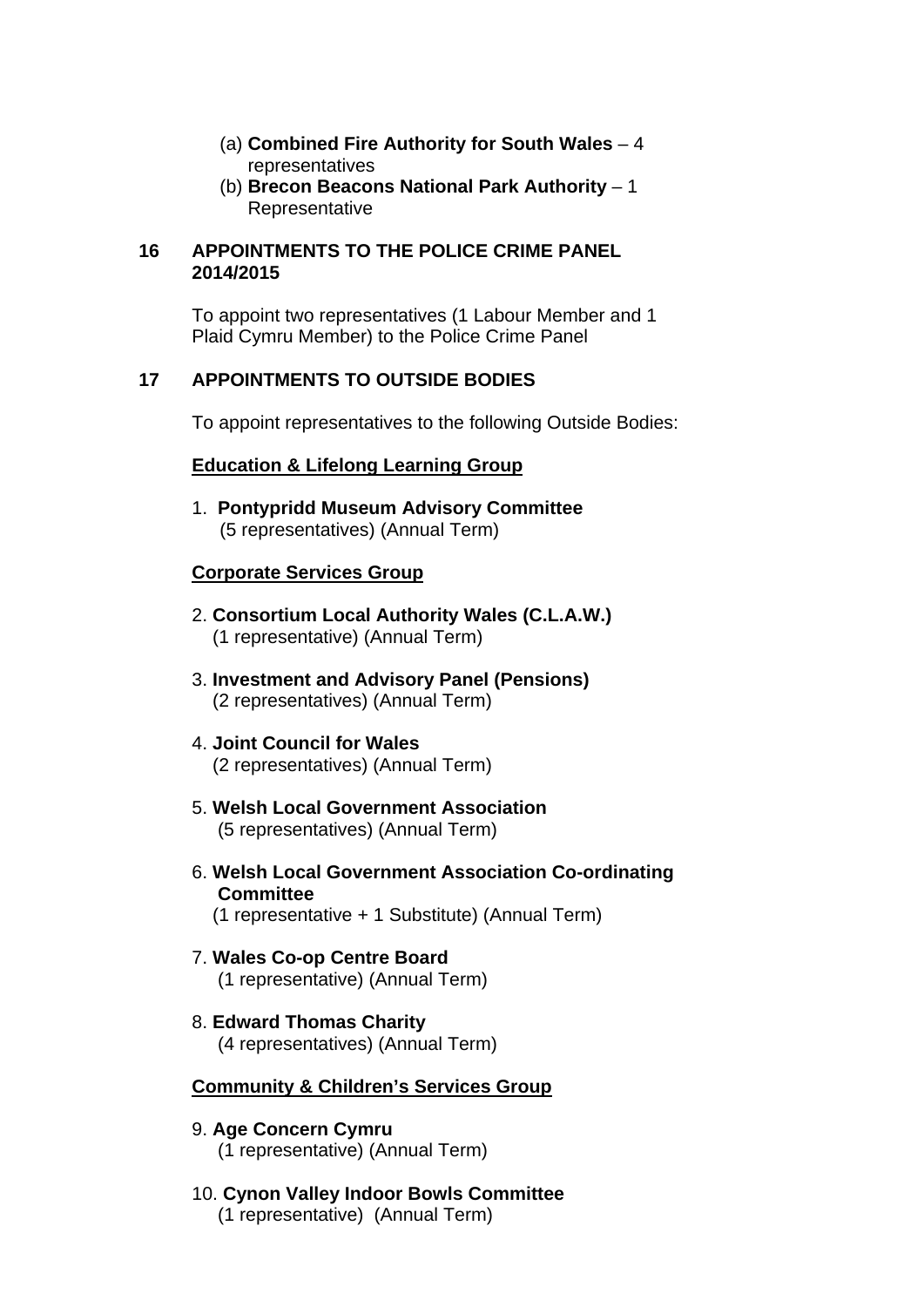(a) **Combined Fire Authority for South Wales** – 4 representatives
(b) **Brecon Beacons National Park Authority** – 1 Representative

## 16 APPOINTMENTS TO THE POLICE CRIME PANEL 2014/2015

To appoint two representatives (1 Labour Member and 1 Plaid Cymru Member) to the Police Crime Panel

## 17 APPOINTMENTS TO OUTSIDE BODIES

To appoint representatives to the following Outside Bodies:

**Education & Lifelong Learning Group**

1. **Pontypridd Museum Advisory Committee**
   (5 representatives) (Annual Term)

**Corporate Services Group**

2. **Consortium Local Authority Wales (C.L.A.W.)**
   (1 representative) (Annual Term)

3. **Investment and Advisory Panel (Pensions)**
   (2 representatives) (Annual Term)

4. **Joint Council for Wales**
   (2 representatives) (Annual Term)

5. **Welsh Local Government Association**
   (5 representatives) (Annual Term)

6. **Welsh Local Government Association Co-ordinating Committee**
   (1 representative + 1 Substitute) (Annual Term)

7. **Wales Co-op Centre Board**
   (1 representative) (Annual Term)

8. **Edward Thomas Charity**
   (4 representatives) (Annual Term)

**Community & Children's Services Group**

9. **Age Concern Cymru**
   (1 representative) (Annual Term)

10. **Cynon Valley Indoor Bowls Committee**
    (1 representative) (Annual Term)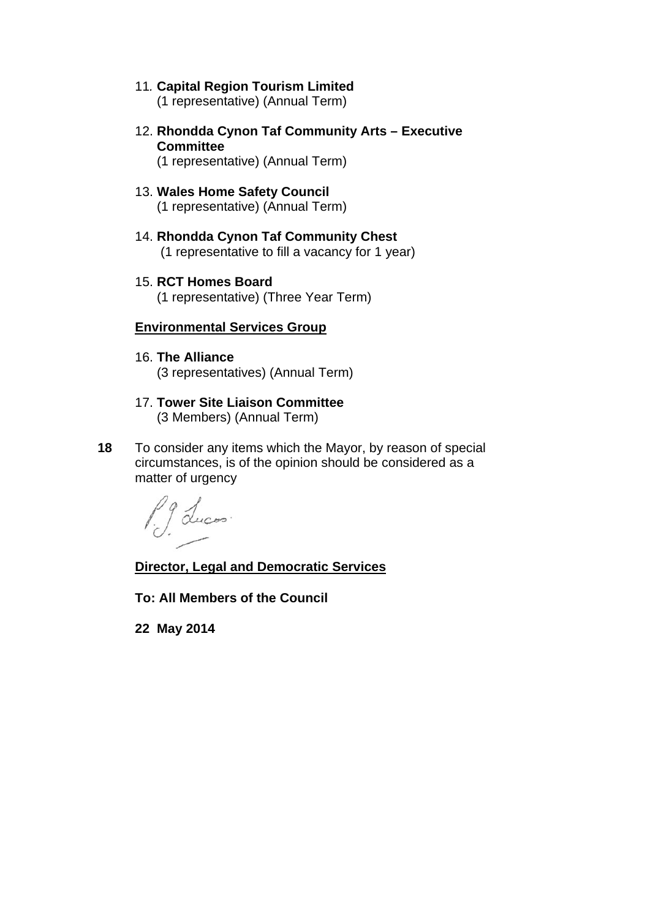11. **Capital Region Tourism Limited**
    (1 representative) (Annual Term)

12. **Rhondda Cynon Taf Community Arts – Executive Committee**
    (1 representative) (Annual Term)

13. **Wales Home Safety Council**
    (1 representative) (Annual Term)

14. **Rhondda Cynon Taf Community Chest**
    (1 representative to fill a vacancy for 1 year)

15. **RCT Homes Board**
    (1 representative) (Three Year Term)

**Environmental Services Group**

16. **The Alliance**
    (3 representatives) (Annual Term)

17. **Tower Site Liaison Committee**
    (3 Members) (Annual Term)

**18** To consider any items which the Mayor, by reason of special circumstances, is of the opinion should be considered as a matter of urgency

P. J. Lucas

**Director, Legal and Democratic Services**

**To: All Members of the Council**

**22 May 2014**